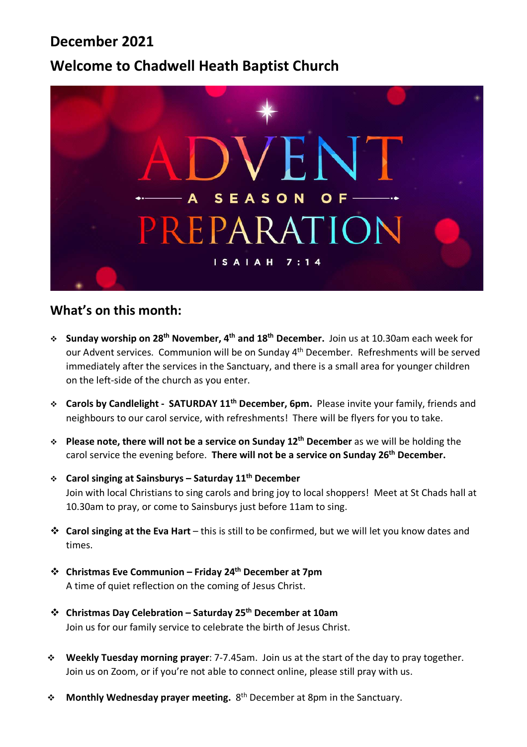## December 2021

## Welcome to Chadwell Heath Baptist Church

ADVENT

A SEASON OF

PREPARATION

ISAIAH 7:14

## What's on this month:

- **Sunday worship on 28th November, 4th and 18th December.** Join us at 10.30am each week for our Advent services. Communion will be on Sunday 4th December. Refreshments will be served immediately after the services in the Sanctuary, and there is a small area for younger children on the left-side of the church as you enter.
- **Carols by Candlelight - SATURDAY 11th December, 6pm.** Please invite your family, friends and neighbours to our carol service, with refreshments! There will be flyers for you to take.
- **Please note, there will not be a service on Sunday 12th December** as we will be holding the carol service the evening before. **There will not be a service on Sunday 26th December.**
- **Carol singing at Sainsburys – Saturday 11th December**
  Join with local Christians to sing carols and bring joy to local shoppers! Meet at St Chads hall at 10.30am to pray, or come to Sainsburys just before 11am to sing.
- **Carol singing at the Eva Hart** – this is still to be confirmed, but we will let you know dates and times.
- **Christmas Eve Communion – Friday 24th December at 7pm**
  A time of quiet reflection on the coming of Jesus Christ.
- **Christmas Day Celebration – Saturday 25th December at 10am**
  Join us for our family service to celebrate the birth of Jesus Christ.
- **Weekly Tuesday morning prayer**: 7-7.45am. Join us at the start of the day to pray together. Join us on Zoom, or if you're not able to connect online, please still pray with us.
- **Monthly Wednesday prayer meeting.** 8th December at 8pm in the Sanctuary.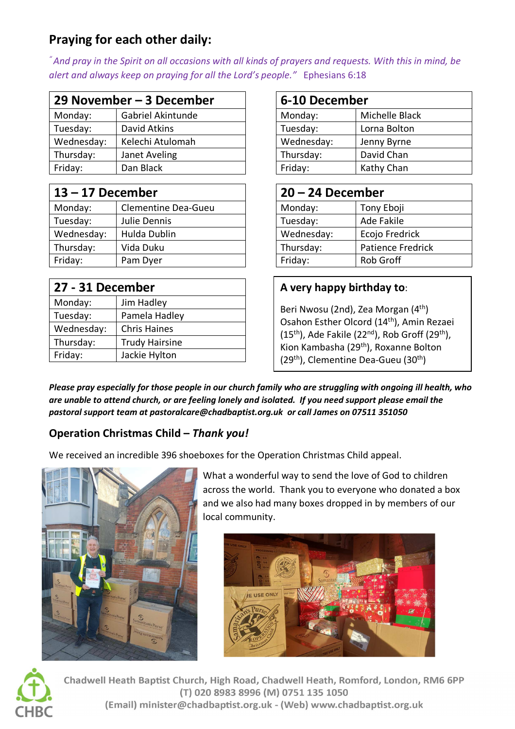## Praying for each other daily:

*" And pray in the Spirit on all occasions with all kinds of prayers and requests. With this in mind, be alert and always keep on praying for all the Lord's people."* Ephesians 6:18

| 29 November – 3 December | |
|---|---|
| Monday: | Gabriel Akintunde |
| Tuesday: | David Atkins |
| Wednesday: | Kelechi Atulomah |
| Thursday: | Janet Aveling |
| Friday: | Dan Black |

| 6-10 December | |
|---|---|
| Monday: | Michelle Black |
| Tuesday: | Lorna Bolton |
| Wednesday: | Jenny Byrne |
| Thursday: | David Chan |
| Friday: | Kathy Chan |

| 13 – 17 December | |
|---|---|
| Monday: | Clementine Dea-Gueu |
| Tuesday: | Julie Dennis |
| Wednesday: | Hulda Dublin |
| Thursday: | Vida Duku |
| Friday: | Pam Dyer |

| 20 – 24 December | |
|---|---|
| Monday: | Tony Eboji |
| Tuesday: | Ade Fakile |
| Wednesday: | Ecojo Fredrick |
| Thursday: | Patience Fredrick |
| Friday: | Rob Groff |

| 27 - 31 December | |
|---|---|
| Monday: | Jim Hadley |
| Tuesday: | Pamela Hadley |
| Wednesday: | Chris Haines |
| Thursday: | Trudy Hairsine |
| Friday: | Jackie Hylton |

**A very happy birthday to**:

Beri Nwosu (2nd), Zea Morgan (4th) Osahon Esther Olcord (14th), Amin Rezaei (15th), Ade Fakile (22nd), Rob Groff (29th), Kion Kambasha (29th), Roxanne Bolton (29th), Clementine Dea-Gueu (30th)

***Please pray especially for those people in our church family who are struggling with ongoing ill health, who are unable to attend church, or are feeling lonely and isolated. If you need support please email the pastoral support team at pastoralcare@chadbaptist.org.uk or call James on 07511 351050***

### Operation Christmas Child – *Thank you!*

We received an incredible 396 shoeboxes for the Operation Christmas Child appeal.

What a wonderful way to send the love of God to children across the world. Thank you to everyone who donated a box and we also had many boxes dropped in by members of our local community.

Chadwell Heath Baptist Church, High Road, Chadwell Heath, Romford, London, RM6 6PP
(T) 020 8983 8996 (M) 0751 135 1050
(Email) minister@chadbaptist.org.uk - (Web) www.chadbaptist.org.uk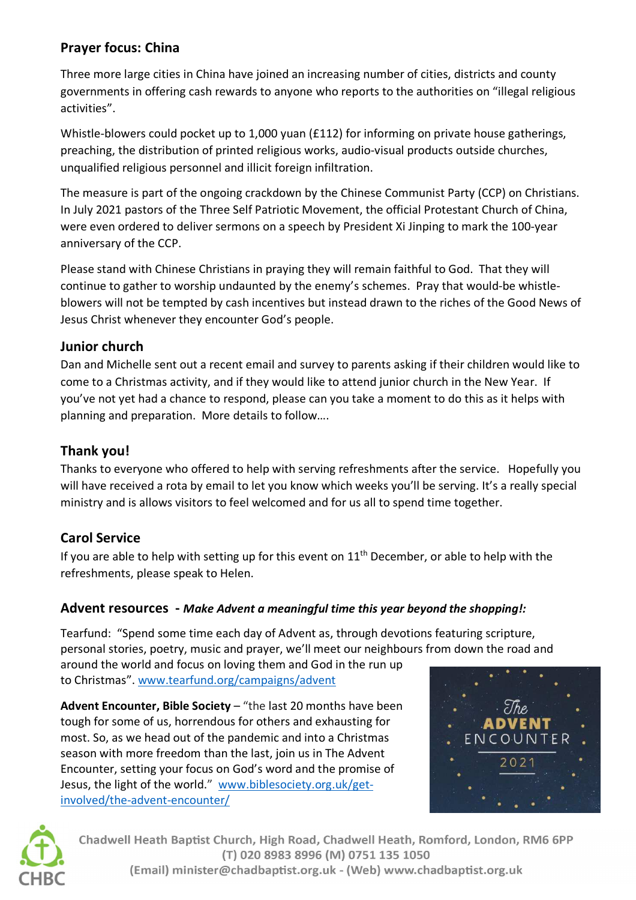## Prayer focus: China

Three more large cities in China have joined an increasing number of cities, districts and county governments in offering cash rewards to anyone who reports to the authorities on "illegal religious activities".

Whistle-blowers could pocket up to 1,000 yuan (£112) for informing on private house gatherings, preaching, the distribution of printed religious works, audio-visual products outside churches, unqualified religious personnel and illicit foreign infiltration.

The measure is part of the ongoing crackdown by the Chinese Communist Party (CCP) on Christians. In July 2021 pastors of the Three Self Patriotic Movement, the official Protestant Church of China, were even ordered to deliver sermons on a speech by President Xi Jinping to mark the 100-year anniversary of the CCP.

Please stand with Chinese Christians in praying they will remain faithful to God. That they will continue to gather to worship undaunted by the enemy's schemes. Pray that would-be whistle-blowers will not be tempted by cash incentives but instead drawn to the riches of the Good News of Jesus Christ whenever they encounter God's people.

## Junior church

Dan and Michelle sent out a recent email and survey to parents asking if their children would like to come to a Christmas activity, and if they would like to attend junior church in the New Year. If you've not yet had a chance to respond, please can you take a moment to do this as it helps with planning and preparation. More details to follow….

## Thank you!

Thanks to everyone who offered to help with serving refreshments after the service. Hopefully you will have received a rota by email to let you know which weeks you'll be serving. It's a really special ministry and is allows visitors to feel welcomed and for us all to spend time together.

## Carol Service

If you are able to help with setting up for this event on 11th December, or able to help with the refreshments, please speak to Helen.

## Advent resources - *Make Advent a meaningful time this year beyond the shopping!:*

Tearfund: "Spend some time each day of Advent as, through devotions featuring scripture, personal stories, poetry, music and prayer, we'll meet our neighbours from down the road and around the world and focus on loving them and God in the run up to Christmas". www.tearfund.org/campaigns/advent

**Advent Encounter, Bible Society** – "the last 20 months have been tough for some of us, horrendous for others and exhausting for most. So, as we head out of the pandemic and into a Christmas season with more freedom than the last, join us in The Advent Encounter, setting your focus on God's word and the promise of Jesus, the light of the world." www.biblesociety.org.uk/get-involved/the-advent-encounter/

The ADVENT ENCOUNTER 2021

Chadwell Heath Baptist Church, High Road, Chadwell Heath, Romford, London, RM6 6PP
(T) 020 8983 8996 (M) 0751 135 1050
(Email) minister@chadbaptist.org.uk - (Web) www.chadbaptist.org.uk